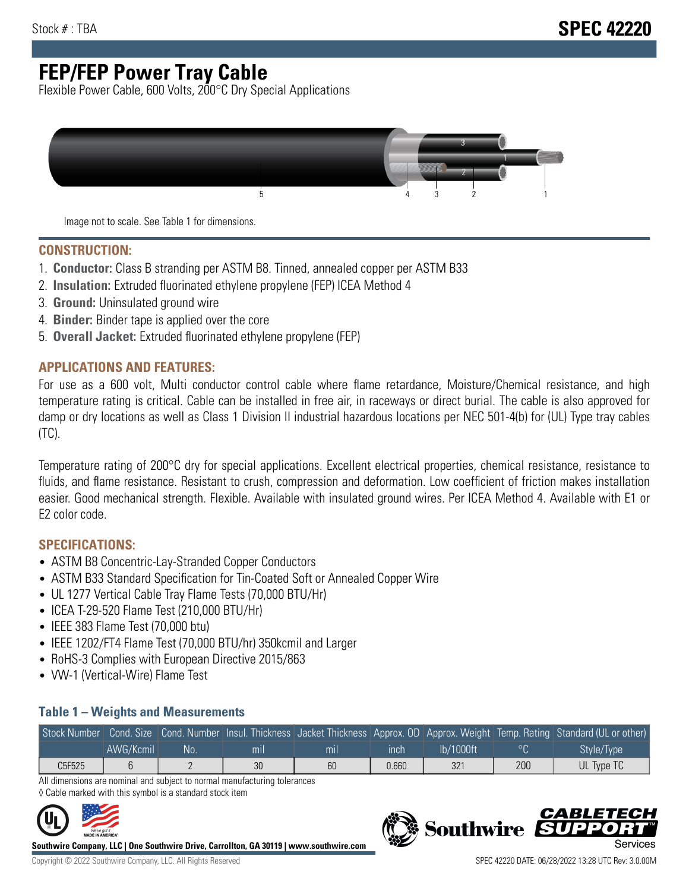Stock # : TBA

# SPEC 42220

# FEP/FEP Power Tray Cable

Flexible Power Cable, 600 Volts, 200°C Dry Special Applications

Image not to scale. See Table 1 for dimensions.

## CONSTRUCTION:

1. **Conductor:** Class B stranding per ASTM B8. Tinned, annealed copper per ASTM B33
2. **Insulation:** Extruded fluorinated ethylene propylene (FEP) ICEA Method 4
3. **Ground:** Uninsulated ground wire
4. **Binder:** Binder tape is applied over the core
5. **Overall Jacket:** Extruded fluorinated ethylene propylene (FEP)

## APPLICATIONS AND FEATURES:

For use as a 600 volt, Multi conductor control cable where flame retardance, Moisture/Chemical resistance, and high temperature rating is critical. Cable can be installed in free air, in raceways or direct burial. The cable is also approved for damp or dry locations as well as Class 1 Division II industrial hazardous locations per NEC 501-4(b) for (UL) Type tray cables (TC).

Temperature rating of 200°C dry for special applications. Excellent electrical properties, chemical resistance, resistance to fluids, and flame resistance. Resistant to crush, compression and deformation. Low coefficient of friction makes installation easier. Good mechanical strength. Flexible. Available with insulated ground wires. Per ICEA Method 4. Available with E1 or E2 color code.

## SPECIFICATIONS:

- ASTM B8 Concentric-Lay-Stranded Copper Conductors
- ASTM B33 Standard Specification for Tin-Coated Soft or Annealed Copper Wire
- UL 1277 Vertical Cable Tray Flame Tests (70,000 BTU/Hr)
- ICEA T-29-520 Flame Test (210,000 BTU/Hr)
- IEEE 383 Flame Test (70,000 btu)
- IEEE 1202/FT4 Flame Test (70,000 BTU/hr) 350kcmil and Larger
- RoHS-3 Complies with European Directive 2015/863
- VW-1 (Vertical-Wire) Flame Test

### Table 1 – Weights and Measurements

| Stock Number | Cond. Size | Cond. Number | Insul. Thickness | Jacket Thickness | Approx. OD | Approx. Weight | Temp. Rating | Standard (UL or other) |
|---|---|---|---|---|---|---|---|---|
| | AWG/Kcmil | No. | mil | mil | inch | lb/1000ft | °C | Style/Type |
| C5F525 | 6 | 2 | 30 | 60 | 0.660 | 321 | 200 | UL Type TC |

All dimensions are nominal and subject to normal manufacturing tolerances

◊ Cable marked with this symbol is a standard stock item

**Southwire Company, LLC | One Southwire Drive, Carrollton, GA 30119 | www.southwire.com**

Copyright © 2022 Southwire Company, LLC. All Rights Reserved

SPEC 42220 DATE: 06/28/2022 13:28 UTC Rev: 3.0.00M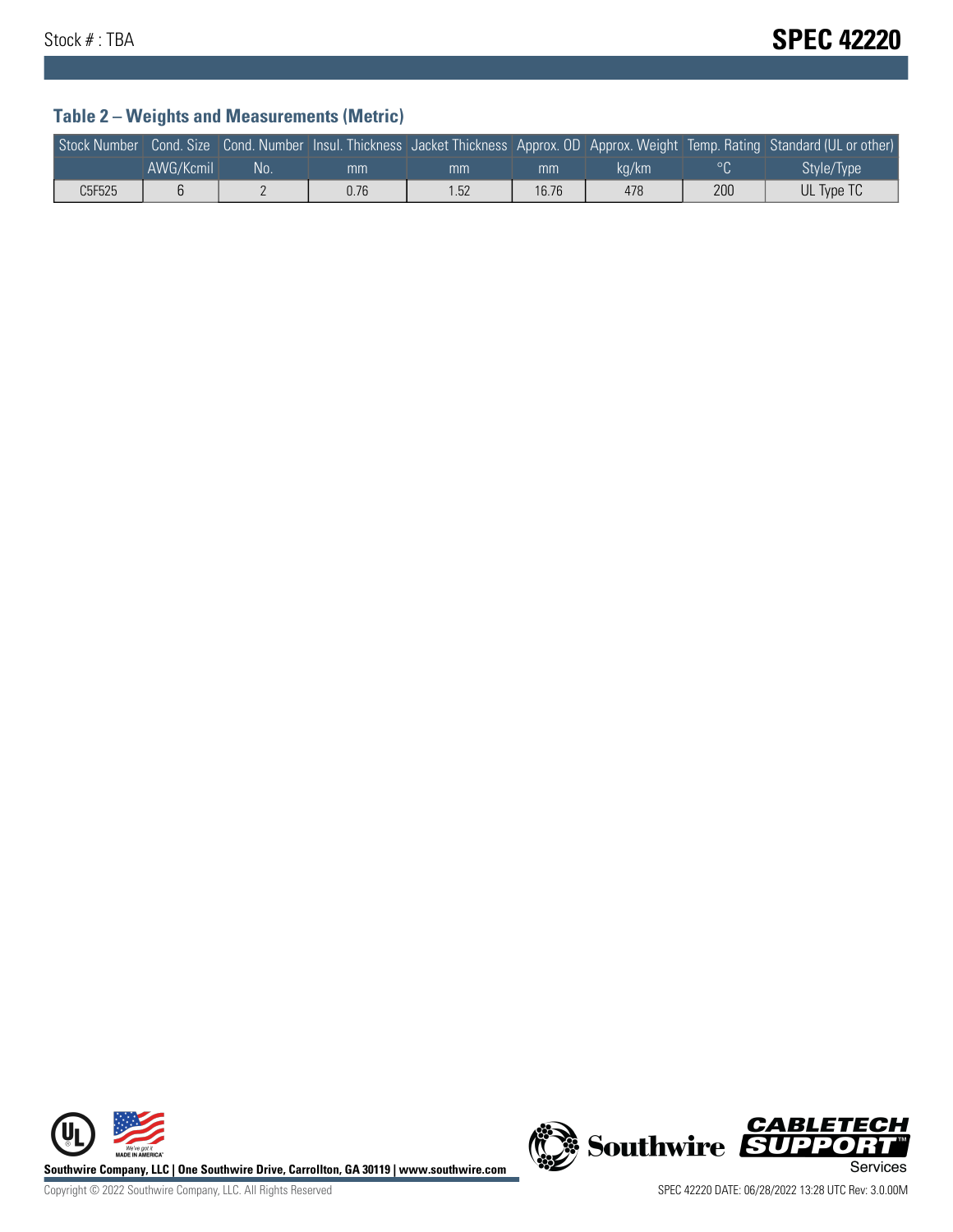## Table 2 – Weights and Measurements (Metric)

| Stock Number | Cond. Size | Cond. Number | Insul. Thickness | Jacket Thickness | Approx. OD | Approx. Weight | Temp. Rating | Standard (UL or other) |
|---|---|---|---|---|---|---|---|---|
| | AWG/Kcmil | No. | mm | mm | mm | kg/km | °C | Style/Type |
| C5F525 | 6 | 2 | 0.76 | 1.52 | 16.76 | 478 | 200 | UL Type TC |